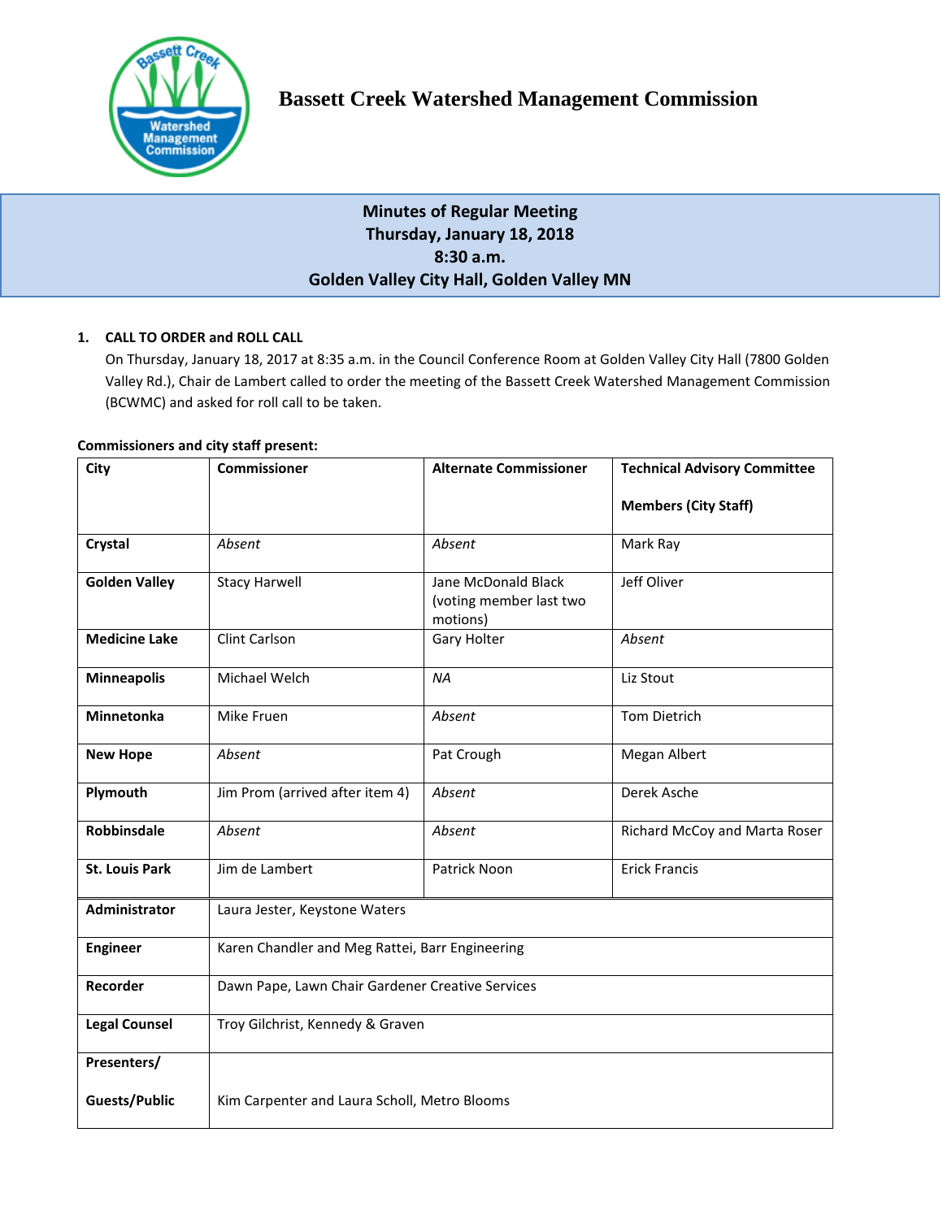# Bassett Creek Watershed Management Commission

**Minutes of Regular Meeting**
**Thursday, January 18, 2018**
**8:30 a.m.**
**Golden Valley City Hall, Golden Valley MN**

## 1. CALL TO ORDER and ROLL CALL

On Thursday, January 18, 2017 at 8:35 a.m. in the Council Conference Room at Golden Valley City Hall (7800 Golden Valley Rd.), Chair de Lambert called to order the meeting of the Bassett Creek Watershed Management Commission (BCWMC) and asked for roll call to be taken.

**Commissioners and city staff present:**

| City | Commissioner | Alternate Commissioner | Technical Advisory Committee Members (City Staff) |
|---|---|---|---|
| **Crystal** | *Absent* | *Absent* | Mark Ray |
| **Golden Valley** | Stacy Harwell | Jane McDonald Black (voting member last two motions) | Jeff Oliver |
| **Medicine Lake** | Clint Carlson | Gary Holter | *Absent* |
| **Minneapolis** | Michael Welch | *NA* | Liz Stout |
| **Minnetonka** | Mike Fruen | *Absent* | Tom Dietrich |
| **New Hope** | *Absent* | Pat Crough | Megan Albert |
| **Plymouth** | Jim Prom (arrived after item 4) | *Absent* | Derek Asche |
| **Robbinsdale** | *Absent* | *Absent* | Richard McCoy and Marta Roser |
| **St. Louis Park** | Jim de Lambert | Patrick Noon | Erick Francis |
| **Administrator** | Laura Jester, Keystone Waters | | |
| **Engineer** | Karen Chandler and Meg Rattei, Barr Engineering | | |
| **Recorder** | Dawn Pape, Lawn Chair Gardener Creative Services | | |
| **Legal Counsel** | Troy Gilchrist, Kennedy & Graven | | |
| **Presenters/ Guests/Public** | Kim Carpenter and Laura Scholl, Metro Blooms | | |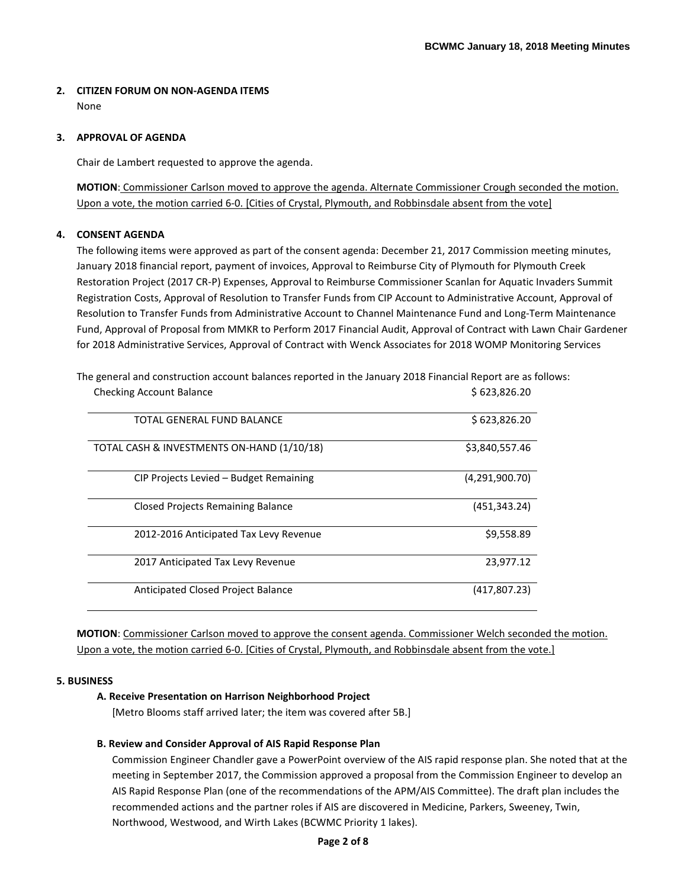## 2. CITIZEN FORUM ON NON-AGENDA ITEMS

None

## 3. APPROVAL OF AGENDA

Chair de Lambert requested to approve the agenda.

**MOTION**: Commissioner Carlson moved to approve the agenda. Alternate Commissioner Crough seconded the motion. Upon a vote, the motion carried 6-0. [Cities of Crystal, Plymouth, and Robbinsdale absent from the vote]

## 4. CONSENT AGENDA

The following items were approved as part of the consent agenda: December 21, 2017 Commission meeting minutes, January 2018 financial report, payment of invoices, Approval to Reimburse City of Plymouth for Plymouth Creek Restoration Project (2017 CR-P) Expenses, Approval to Reimburse Commissioner Scanlan for Aquatic Invaders Summit Registration Costs, Approval of Resolution to Transfer Funds from CIP Account to Administrative Account, Approval of Resolution to Transfer Funds from Administrative Account to Channel Maintenance Fund and Long-Term Maintenance Fund, Approval of Proposal from MMKR to Perform 2017 Financial Audit, Approval of Contract with Lawn Chair Gardener for 2018 Administrative Services, Approval of Contract with Wenck Associates for 2018 WOMP Monitoring Services

The general and construction account balances reported in the January 2018 Financial Report are as follows:

| | |
|---|---|
| Checking Account Balance | $ 623,826.20 |
| TOTAL GENERAL FUND BALANCE | $ 623,826.20 |
| TOTAL CASH & INVESTMENTS ON-HAND (1/10/18) | $3,840,557.46 |
| CIP Projects Levied – Budget Remaining | (4,291,900.70) |
| Closed Projects Remaining Balance | (451,343.24) |
| 2012-2016 Anticipated Tax Levy Revenue | $9,558.89 |
| 2017 Anticipated Tax Levy Revenue | 23,977.12 |
| Anticipated Closed Project Balance | (417,807.23) |

**MOTION**: Commissioner Carlson moved to approve the consent agenda. Commissioner Welch seconded the motion. Upon a vote, the motion carried 6-0. [Cities of Crystal, Plymouth, and Robbinsdale absent from the vote.]

## 5. BUSINESS

### A. Receive Presentation on Harrison Neighborhood Project

[Metro Blooms staff arrived later; the item was covered after 5B.]

### B. Review and Consider Approval of AIS Rapid Response Plan

Commission Engineer Chandler gave a PowerPoint overview of the AIS rapid response plan. She noted that at the meeting in September 2017, the Commission approved a proposal from the Commission Engineer to develop an AIS Rapid Response Plan (one of the recommendations of the APM/AIS Committee). The draft plan includes the recommended actions and the partner roles if AIS are discovered in Medicine, Parkers, Sweeney, Twin, Northwood, Westwood, and Wirth Lakes (BCWMC Priority 1 lakes).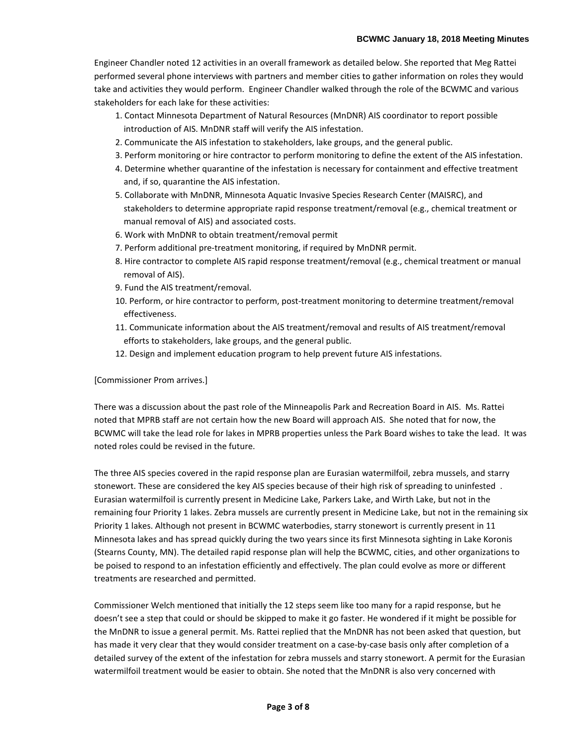Engineer Chandler noted 12 activities in an overall framework as detailed below. She reported that Meg Rattei performed several phone interviews with partners and member cities to gather information on roles they would take and activities they would perform. Engineer Chandler walked through the role of the BCWMC and various stakeholders for each lake for these activities:

1. Contact Minnesota Department of Natural Resources (MnDNR) AIS coordinator to report possible introduction of AIS. MnDNR staff will verify the AIS infestation.
2. Communicate the AIS infestation to stakeholders, lake groups, and the general public.
3. Perform monitoring or hire contractor to perform monitoring to define the extent of the AIS infestation.
4. Determine whether quarantine of the infestation is necessary for containment and effective treatment and, if so, quarantine the AIS infestation.
5. Collaborate with MnDNR, Minnesota Aquatic Invasive Species Research Center (MAISRC), and stakeholders to determine appropriate rapid response treatment/removal (e.g., chemical treatment or manual removal of AIS) and associated costs.
6. Work with MnDNR to obtain treatment/removal permit
7. Perform additional pre-treatment monitoring, if required by MnDNR permit.
8. Hire contractor to complete AIS rapid response treatment/removal (e.g., chemical treatment or manual removal of AIS).
9. Fund the AIS treatment/removal.
10. Perform, or hire contractor to perform, post-treatment monitoring to determine treatment/removal effectiveness.
11. Communicate information about the AIS treatment/removal and results of AIS treatment/removal efforts to stakeholders, lake groups, and the general public.
12. Design and implement education program to help prevent future AIS infestations.

[Commissioner Prom arrives.]

There was a discussion about the past role of the Minneapolis Park and Recreation Board in AIS. Ms. Rattei noted that MPRB staff are not certain how the new Board will approach AIS. She noted that for now, the BCWMC will take the lead role for lakes in MPRB properties unless the Park Board wishes to take the lead. It was noted roles could be revised in the future.

The three AIS species covered in the rapid response plan are Eurasian watermilfoil, zebra mussels, and starry stonewort. These are considered the key AIS species because of their high risk of spreading to uninfested . Eurasian watermilfoil is currently present in Medicine Lake, Parkers Lake, and Wirth Lake, but not in the remaining four Priority 1 lakes. Zebra mussels are currently present in Medicine Lake, but not in the remaining six Priority 1 lakes. Although not present in BCWMC waterbodies, starry stonewort is currently present in 11 Minnesota lakes and has spread quickly during the two years since its first Minnesota sighting in Lake Koronis (Stearns County, MN). The detailed rapid response plan will help the BCWMC, cities, and other organizations to be poised to respond to an infestation efficiently and effectively. The plan could evolve as more or different treatments are researched and permitted.

Commissioner Welch mentioned that initially the 12 steps seem like too many for a rapid response, but he doesn't see a step that could or should be skipped to make it go faster. He wondered if it might be possible for the MnDNR to issue a general permit. Ms. Rattei replied that the MnDNR has not been asked that question, but has made it very clear that they would consider treatment on a case-by-case basis only after completion of a detailed survey of the extent of the infestation for zebra mussels and starry stonewort. A permit for the Eurasian watermilfoil treatment would be easier to obtain. She noted that the MnDNR is also very concerned with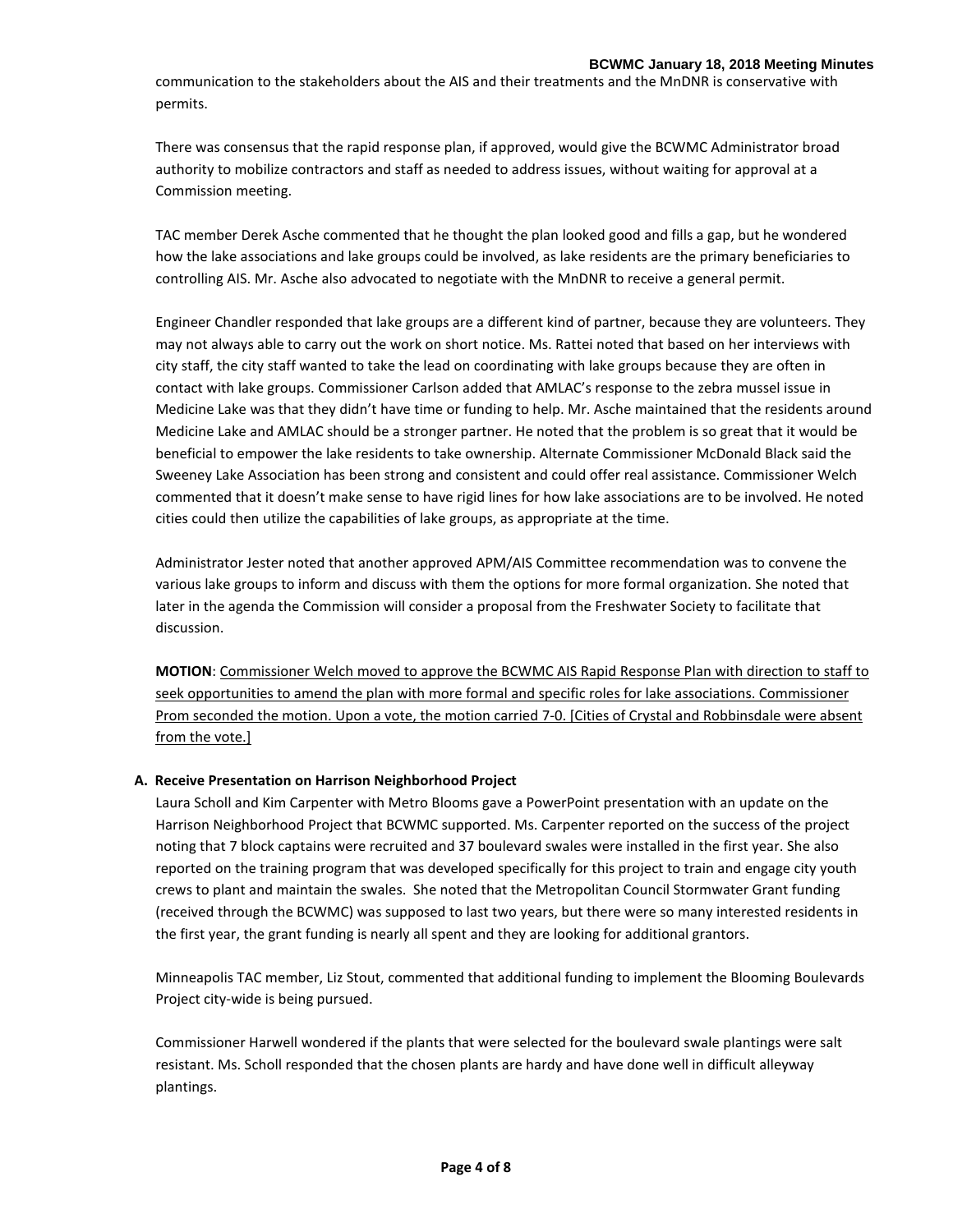communication to the stakeholders about the AIS and their treatments and the MnDNR is conservative with permits.

There was consensus that the rapid response plan, if approved, would give the BCWMC Administrator broad authority to mobilize contractors and staff as needed to address issues, without waiting for approval at a Commission meeting.

TAC member Derek Asche commented that he thought the plan looked good and fills a gap, but he wondered how the lake associations and lake groups could be involved, as lake residents are the primary beneficiaries to controlling AIS. Mr. Asche also advocated to negotiate with the MnDNR to receive a general permit.

Engineer Chandler responded that lake groups are a different kind of partner, because they are volunteers. They may not always able to carry out the work on short notice. Ms. Rattei noted that based on her interviews with city staff, the city staff wanted to take the lead on coordinating with lake groups because they are often in contact with lake groups. Commissioner Carlson added that AMLAC's response to the zebra mussel issue in Medicine Lake was that they didn't have time or funding to help. Mr. Asche maintained that the residents around Medicine Lake and AMLAC should be a stronger partner. He noted that the problem is so great that it would be beneficial to empower the lake residents to take ownership. Alternate Commissioner McDonald Black said the Sweeney Lake Association has been strong and consistent and could offer real assistance. Commissioner Welch commented that it doesn't make sense to have rigid lines for how lake associations are to be involved. He noted cities could then utilize the capabilities of lake groups, as appropriate at the time.

Administrator Jester noted that another approved APM/AIS Committee recommendation was to convene the various lake groups to inform and discuss with them the options for more formal organization. She noted that later in the agenda the Commission will consider a proposal from the Freshwater Society to facilitate that discussion.

**MOTION**: Commissioner Welch moved to approve the BCWMC AIS Rapid Response Plan with direction to staff to seek opportunities to amend the plan with more formal and specific roles for lake associations. Commissioner Prom seconded the motion. Upon a vote, the motion carried 7-0. [Cities of Crystal and Robbinsdale were absent from the vote.]

**A. Receive Presentation on Harrison Neighborhood Project**

Laura Scholl and Kim Carpenter with Metro Blooms gave a PowerPoint presentation with an update on the Harrison Neighborhood Project that BCWMC supported. Ms. Carpenter reported on the success of the project noting that 7 block captains were recruited and 37 boulevard swales were installed in the first year. She also reported on the training program that was developed specifically for this project to train and engage city youth crews to plant and maintain the swales. She noted that the Metropolitan Council Stormwater Grant funding (received through the BCWMC) was supposed to last two years, but there were so many interested residents in the first year, the grant funding is nearly all spent and they are looking for additional grantors.

Minneapolis TAC member, Liz Stout, commented that additional funding to implement the Blooming Boulevards Project city-wide is being pursued.

Commissioner Harwell wondered if the plants that were selected for the boulevard swale plantings were salt resistant. Ms. Scholl responded that the chosen plants are hardy and have done well in difficult alleyway plantings.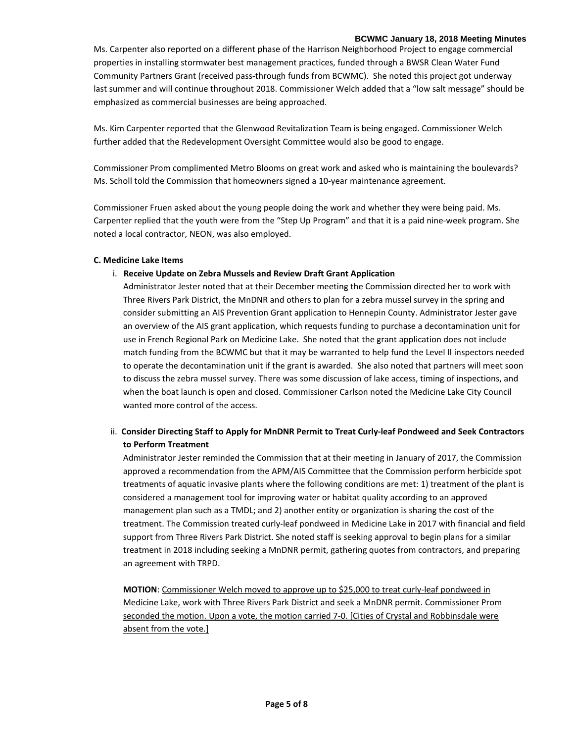Ms. Carpenter also reported on a different phase of the Harrison Neighborhood Project to engage commercial properties in installing stormwater best management practices, funded through a BWSR Clean Water Fund Community Partners Grant (received pass-through funds from BCWMC). She noted this project got underway last summer and will continue throughout 2018. Commissioner Welch added that a "low salt message" should be emphasized as commercial businesses are being approached.

Ms. Kim Carpenter reported that the Glenwood Revitalization Team is being engaged. Commissioner Welch further added that the Redevelopment Oversight Committee would also be good to engage.

Commissioner Prom complimented Metro Blooms on great work and asked who is maintaining the boulevards? Ms. Scholl told the Commission that homeowners signed a 10-year maintenance agreement.

Commissioner Fruen asked about the young people doing the work and whether they were being paid. Ms. Carpenter replied that the youth were from the "Step Up Program" and that it is a paid nine-week program. She noted a local contractor, NEON, was also employed.

**C. Medicine Lake Items**

i. **Receive Update on Zebra Mussels and Review Draft Grant Application**

Administrator Jester noted that at their December meeting the Commission directed her to work with Three Rivers Park District, the MnDNR and others to plan for a zebra mussel survey in the spring and consider submitting an AIS Prevention Grant application to Hennepin County. Administrator Jester gave an overview of the AIS grant application, which requests funding to purchase a decontamination unit for use in French Regional Park on Medicine Lake. She noted that the grant application does not include match funding from the BCWMC but that it may be warranted to help fund the Level II inspectors needed to operate the decontamination unit if the grant is awarded. She also noted that partners will meet soon to discuss the zebra mussel survey. There was some discussion of lake access, timing of inspections, and when the boat launch is open and closed. Commissioner Carlson noted the Medicine Lake City Council wanted more control of the access.

ii. **Consider Directing Staff to Apply for MnDNR Permit to Treat Curly-leaf Pondweed and Seek Contractors to Perform Treatment**

Administrator Jester reminded the Commission that at their meeting in January of 2017, the Commission approved a recommendation from the APM/AIS Committee that the Commission perform herbicide spot treatments of aquatic invasive plants where the following conditions are met: 1) treatment of the plant is considered a management tool for improving water or habitat quality according to an approved management plan such as a TMDL; and 2) another entity or organization is sharing the cost of the treatment. The Commission treated curly-leaf pondweed in Medicine Lake in 2017 with financial and field support from Three Rivers Park District. She noted staff is seeking approval to begin plans for a similar treatment in 2018 including seeking a MnDNR permit, gathering quotes from contractors, and preparing an agreement with TRPD.

**MOTION**: Commissioner Welch moved to approve up to $25,000 to treat curly-leaf pondweed in Medicine Lake, work with Three Rivers Park District and seek a MnDNR permit. Commissioner Prom seconded the motion. Upon a vote, the motion carried 7-0. [Cities of Crystal and Robbinsdale were absent from the vote.]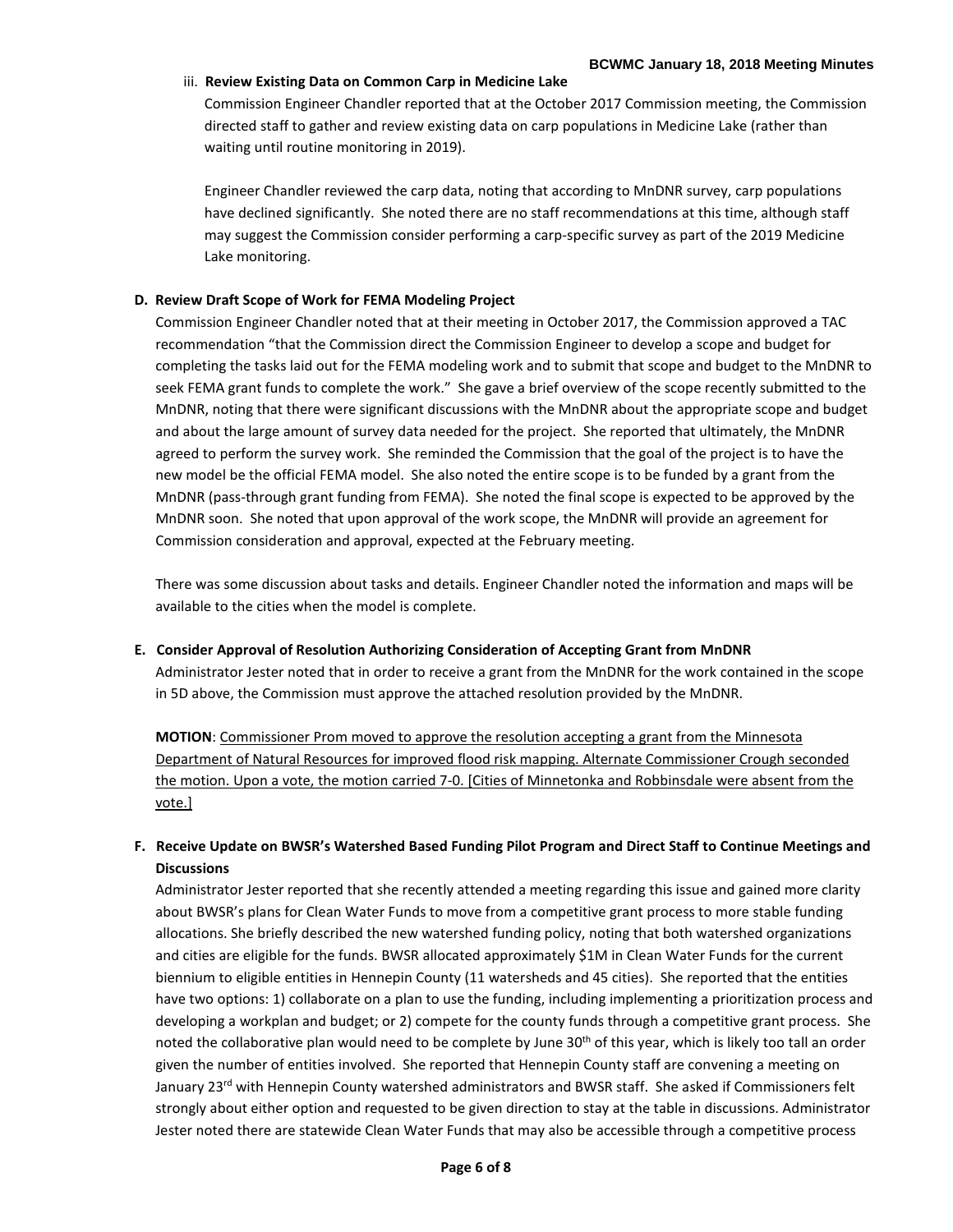iii. **Review Existing Data on Common Carp in Medicine Lake**

Commission Engineer Chandler reported that at the October 2017 Commission meeting, the Commission directed staff to gather and review existing data on carp populations in Medicine Lake (rather than waiting until routine monitoring in 2019).

Engineer Chandler reviewed the carp data, noting that according to MnDNR survey, carp populations have declined significantly. She noted there are no staff recommendations at this time, although staff may suggest the Commission consider performing a carp-specific survey as part of the 2019 Medicine Lake monitoring.

**D. Review Draft Scope of Work for FEMA Modeling Project**

Commission Engineer Chandler noted that at their meeting in October 2017, the Commission approved a TAC recommendation "that the Commission direct the Commission Engineer to develop a scope and budget for completing the tasks laid out for the FEMA modeling work and to submit that scope and budget to the MnDNR to seek FEMA grant funds to complete the work." She gave a brief overview of the scope recently submitted to the MnDNR, noting that there were significant discussions with the MnDNR about the appropriate scope and budget and about the large amount of survey data needed for the project. She reported that ultimately, the MnDNR agreed to perform the survey work. She reminded the Commission that the goal of the project is to have the new model be the official FEMA model. She also noted the entire scope is to be funded by a grant from the MnDNR (pass-through grant funding from FEMA). She noted the final scope is expected to be approved by the MnDNR soon. She noted that upon approval of the work scope, the MnDNR will provide an agreement for Commission consideration and approval, expected at the February meeting.

There was some discussion about tasks and details. Engineer Chandler noted the information and maps will be available to the cities when the model is complete.

**E. Consider Approval of Resolution Authorizing Consideration of Accepting Grant from MnDNR**

Administrator Jester noted that in order to receive a grant from the MnDNR for the work contained in the scope in 5D above, the Commission must approve the attached resolution provided by the MnDNR.

**MOTION**: <u>Commissioner Prom moved to approve the resolution accepting a grant from the Minnesota Department of Natural Resources for improved flood risk mapping. Alternate Commissioner Crough seconded the motion. Upon a vote, the motion carried 7-0. [Cities of Minnetonka and Robbinsdale were absent from the vote.]</u>

**F. Receive Update on BWSR's Watershed Based Funding Pilot Program and Direct Staff to Continue Meetings and Discussions**

Administrator Jester reported that she recently attended a meeting regarding this issue and gained more clarity about BWSR's plans for Clean Water Funds to move from a competitive grant process to more stable funding allocations. She briefly described the new watershed funding policy, noting that both watershed organizations and cities are eligible for the funds. BWSR allocated approximately $1M in Clean Water Funds for the current biennium to eligible entities in Hennepin County (11 watersheds and 45 cities). She reported that the entities have two options: 1) collaborate on a plan to use the funding, including implementing a prioritization process and developing a workplan and budget; or 2) compete for the county funds through a competitive grant process. She noted the collaborative plan would need to be complete by June 30th of this year, which is likely too tall an order given the number of entities involved. She reported that Hennepin County staff are convening a meeting on January 23rd with Hennepin County watershed administrators and BWSR staff. She asked if Commissioners felt strongly about either option and requested to be given direction to stay at the table in discussions. Administrator Jester noted there are statewide Clean Water Funds that may also be accessible through a competitive process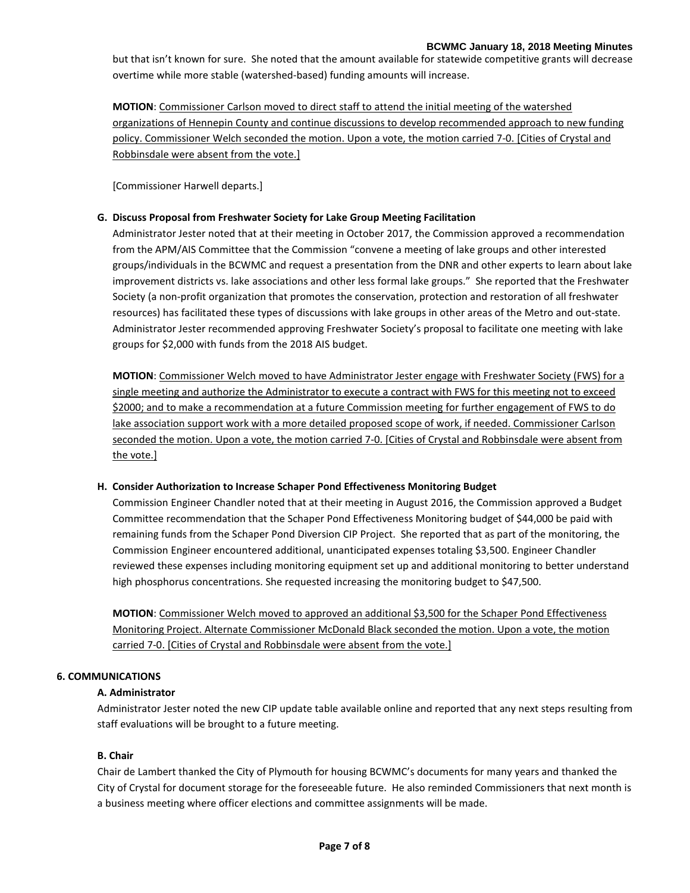but that isn't known for sure. She noted that the amount available for statewide competitive grants will decrease overtime while more stable (watershed-based) funding amounts will increase.

**MOTION**: Commissioner Carlson moved to direct staff to attend the initial meeting of the watershed organizations of Hennepin County and continue discussions to develop recommended approach to new funding policy. Commissioner Welch seconded the motion. Upon a vote, the motion carried 7-0. [Cities of Crystal and Robbinsdale were absent from the vote.]

[Commissioner Harwell departs.]

**G. Discuss Proposal from Freshwater Society for Lake Group Meeting Facilitation**

Administrator Jester noted that at their meeting in October 2017, the Commission approved a recommendation from the APM/AIS Committee that the Commission "convene a meeting of lake groups and other interested groups/individuals in the BCWMC and request a presentation from the DNR and other experts to learn about lake improvement districts vs. lake associations and other less formal lake groups." She reported that the Freshwater Society (a non-profit organization that promotes the conservation, protection and restoration of all freshwater resources) has facilitated these types of discussions with lake groups in other areas of the Metro and out-state. Administrator Jester recommended approving Freshwater Society's proposal to facilitate one meeting with lake groups for $2,000 with funds from the 2018 AIS budget.

**MOTION**: Commissioner Welch moved to have Administrator Jester engage with Freshwater Society (FWS) for a single meeting and authorize the Administrator to execute a contract with FWS for this meeting not to exceed $2000; and to make a recommendation at a future Commission meeting for further engagement of FWS to do lake association support work with a more detailed proposed scope of work, if needed. Commissioner Carlson seconded the motion. Upon a vote, the motion carried 7-0. [Cities of Crystal and Robbinsdale were absent from the vote.]

**H. Consider Authorization to Increase Schaper Pond Effectiveness Monitoring Budget**

Commission Engineer Chandler noted that at their meeting in August 2016, the Commission approved a Budget Committee recommendation that the Schaper Pond Effectiveness Monitoring budget of $44,000 be paid with remaining funds from the Schaper Pond Diversion CIP Project. She reported that as part of the monitoring, the Commission Engineer encountered additional, unanticipated expenses totaling $3,500. Engineer Chandler reviewed these expenses including monitoring equipment set up and additional monitoring to better understand high phosphorus concentrations. She requested increasing the monitoring budget to $47,500.

**MOTION**: Commissioner Welch moved to approved an additional $3,500 for the Schaper Pond Effectiveness Monitoring Project. Alternate Commissioner McDonald Black seconded the motion. Upon a vote, the motion carried 7-0. [Cities of Crystal and Robbinsdale were absent from the vote.]

## 6. COMMUNICATIONS

**A. Administrator**

Administrator Jester noted the new CIP update table available online and reported that any next steps resulting from staff evaluations will be brought to a future meeting.

**B. Chair**

Chair de Lambert thanked the City of Plymouth for housing BCWMC's documents for many years and thanked the City of Crystal for document storage for the foreseeable future. He also reminded Commissioners that next month is a business meeting where officer elections and committee assignments will be made.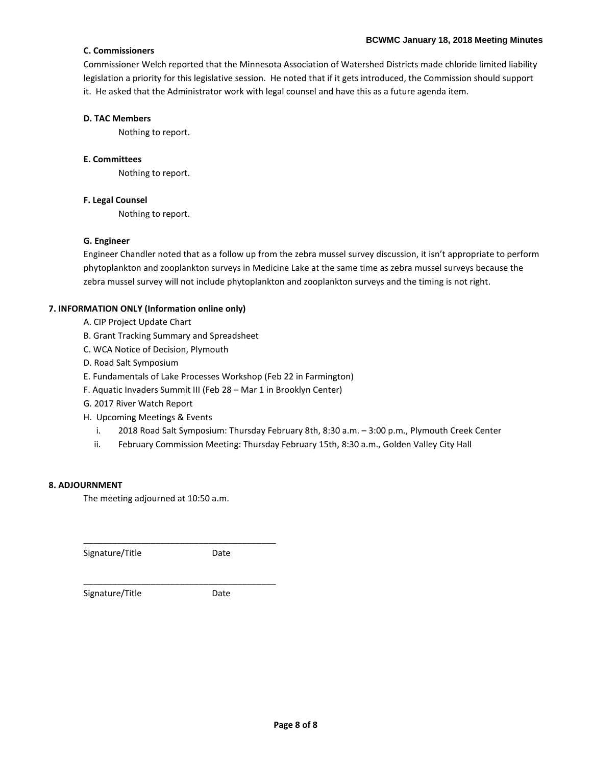**C. Commissioners**

Commissioner Welch reported that the Minnesota Association of Watershed Districts made chloride limited liability legislation a priority for this legislative session. He noted that if it gets introduced, the Commission should support it. He asked that the Administrator work with legal counsel and have this as a future agenda item.

**D. TAC Members**

Nothing to report.

**E. Committees**

Nothing to report.

**F. Legal Counsel**

Nothing to report.

**G. Engineer**

Engineer Chandler noted that as a follow up from the zebra mussel survey discussion, it isn't appropriate to perform phytoplankton and zooplankton surveys in Medicine Lake at the same time as zebra mussel surveys because the zebra mussel survey will not include phytoplankton and zooplankton surveys and the timing is not right.

**7. INFORMATION ONLY (Information online only)**

A. CIP Project Update Chart
B. Grant Tracking Summary and Spreadsheet
C. WCA Notice of Decision, Plymouth
D. Road Salt Symposium
E. Fundamentals of Lake Processes Workshop (Feb 22 in Farmington)
F. Aquatic Invaders Summit III (Feb 28 – Mar 1 in Brooklyn Center)
G. 2017 River Watch Report
H. Upcoming Meetings & Events
   i. 2018 Road Salt Symposium: Thursday February 8th, 8:30 a.m. – 3:00 p.m., Plymouth Creek Center
   ii. February Commission Meeting: Thursday February 15th, 8:30 a.m., Golden Valley City Hall

**8. ADJOURNMENT**

The meeting adjourned at 10:50 a.m.

\_\_\_\_\_\_\_\_\_\_\_\_\_\_\_\_\_\_\_\_\_\_\_\_\_\_\_\_\_\_\_\_\_\_\_\_\_\_\_\_

Signature/Title Date

\_\_\_\_\_\_\_\_\_\_\_\_\_\_\_\_\_\_\_\_\_\_\_\_\_\_\_\_\_\_\_\_\_\_\_\_\_\_\_\_

Signature/Title Date